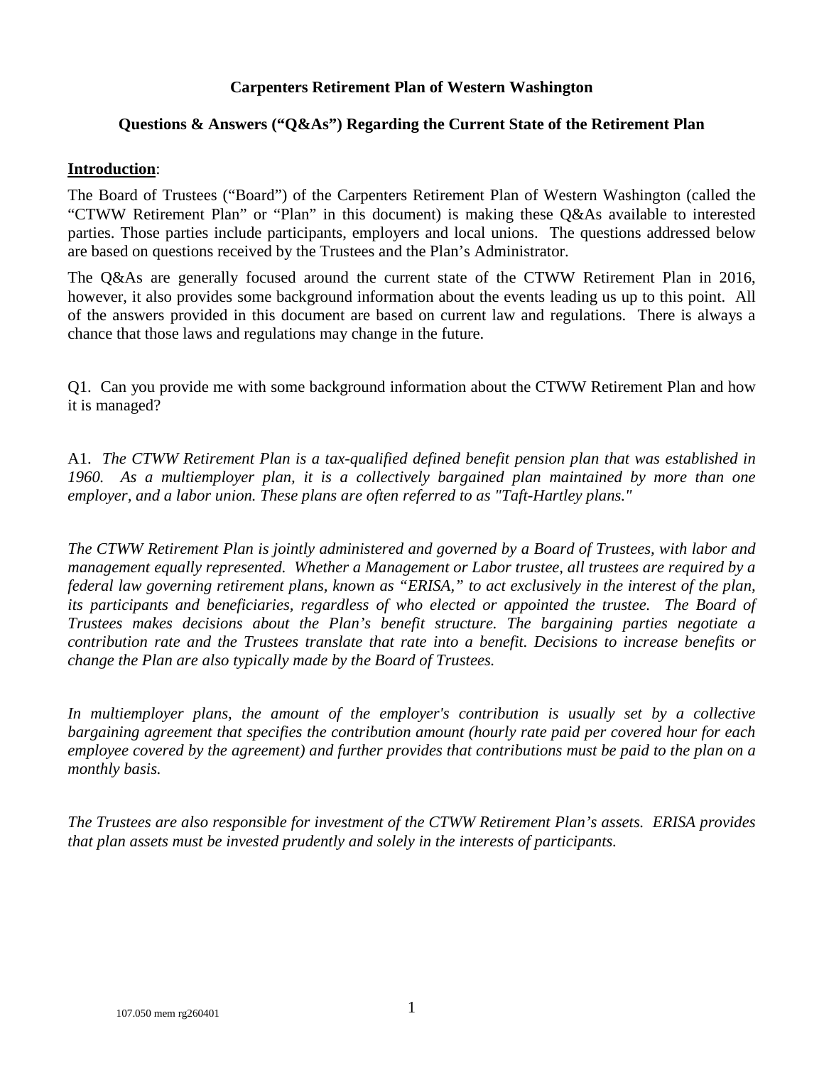**Carpenters Retirement Plan of Western Washington**

**Questions & Answers ("Q&As") Regarding the Current State of the Retirement Plan**

**Introduction**:

The Board of Trustees ("Board") of the Carpenters Retirement Plan of Western Washington (called the "CTWW Retirement Plan" or "Plan" in this document) is making these Q&As available to interested parties. Those parties include participants, employers and local unions. The questions addressed below are based on questions received by the Trustees and the Plan's Administrator.

The Q&As are generally focused around the current state of the CTWW Retirement Plan in 2016, however, it also provides some background information about the events leading us up to this point. All of the answers provided in this document are based on current law and regulations. There is always a chance that those laws and regulations may change in the future.

Q1. Can you provide me with some background information about the CTWW Retirement Plan and how it is managed?

A1. *The CTWW Retirement Plan is a tax-qualified defined benefit pension plan that was established in 1960. As a multiemployer plan, it is a collectively bargained plan maintained by more than one employer, and a labor union. These plans are often referred to as "Taft-Hartley plans."*

*The CTWW Retirement Plan is jointly administered and governed by a Board of Trustees, with labor and management equally represented. Whether a Management or Labor trustee, all trustees are required by a federal law governing retirement plans, known as "ERISA," to act exclusively in the interest of the plan, its participants and beneficiaries, regardless of who elected or appointed the trustee. The Board of Trustees makes decisions about the Plan's benefit structure. The bargaining parties negotiate a contribution rate and the Trustees translate that rate into a benefit. Decisions to increase benefits or change the Plan are also typically made by the Board of Trustees.*

*In multiemployer plans, the amount of the employer's contribution is usually set by a collective bargaining agreement that specifies the contribution amount (hourly rate paid per covered hour for each employee covered by the agreement) and further provides that contributions must be paid to the plan on a monthly basis.*

*The Trustees are also responsible for investment of the CTWW Retirement Plan's assets. ERISA provides that plan assets must be invested prudently and solely in the interests of participants.*

107.050 mem rg260401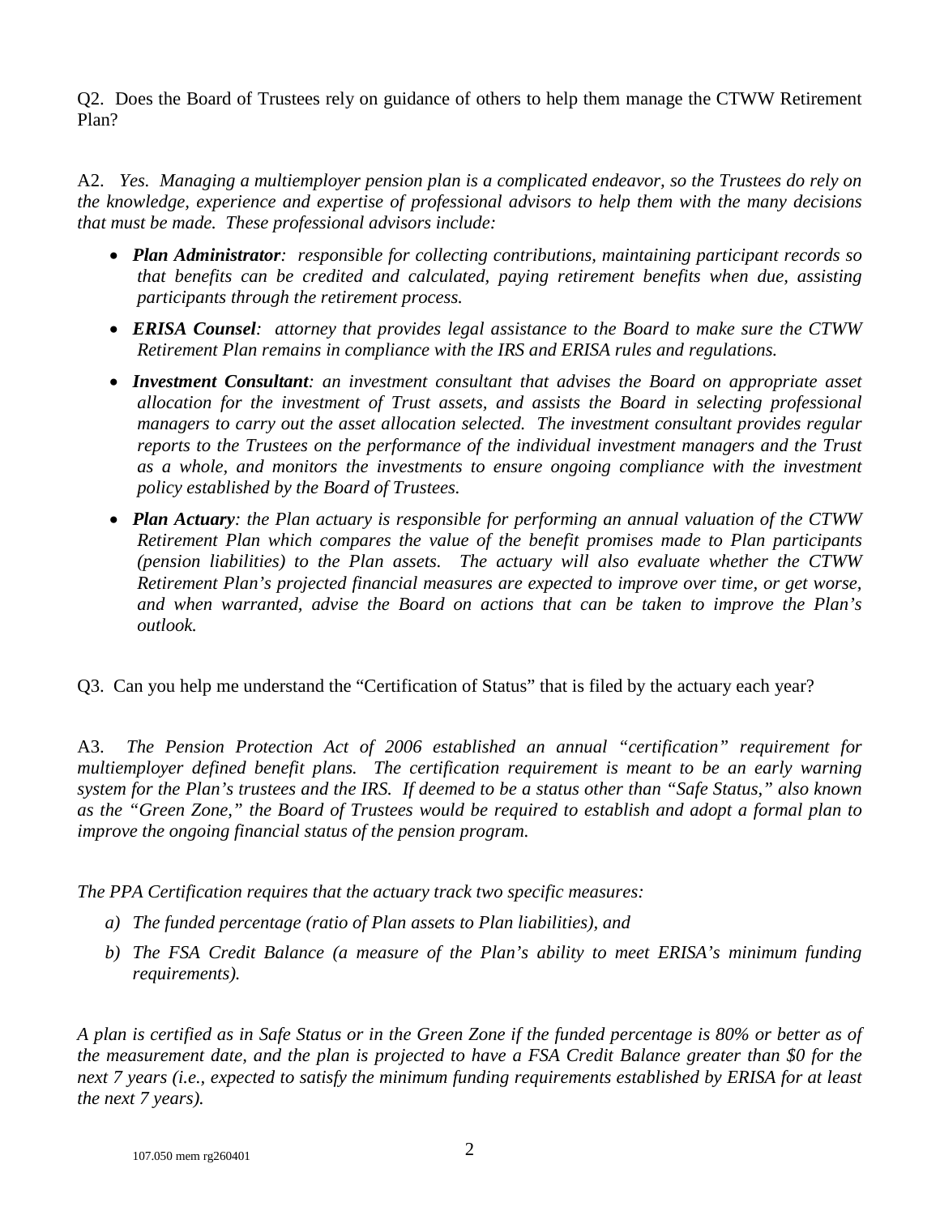Q2. Does the Board of Trustees rely on guidance of others to help them manage the CTWW Retirement Plan?

A2. *Yes. Managing a multiemployer pension plan is a complicated endeavor, so the Trustees do rely on the knowledge, experience and expertise of professional advisors to help them with the many decisions that must be made. These professional advisors include:*

- ***Plan Administrator**: responsible for collecting contributions, maintaining participant records so that benefits can be credited and calculated, paying retirement benefits when due, assisting participants through the retirement process.*
- ***ERISA Counsel**: attorney that provides legal assistance to the Board to make sure the CTWW Retirement Plan remains in compliance with the IRS and ERISA rules and regulations.*
- ***Investment Consultant**: an investment consultant that advises the Board on appropriate asset allocation for the investment of Trust assets, and assists the Board in selecting professional managers to carry out the asset allocation selected. The investment consultant provides regular reports to the Trustees on the performance of the individual investment managers and the Trust as a whole, and monitors the investments to ensure ongoing compliance with the investment policy established by the Board of Trustees.*
- ***Plan Actuary**: the Plan actuary is responsible for performing an annual valuation of the CTWW Retirement Plan which compares the value of the benefit promises made to Plan participants (pension liabilities) to the Plan assets. The actuary will also evaluate whether the CTWW Retirement Plan's projected financial measures are expected to improve over time, or get worse, and when warranted, advise the Board on actions that can be taken to improve the Plan's outlook.*

Q3. Can you help me understand the "Certification of Status" that is filed by the actuary each year?

A3. *The Pension Protection Act of 2006 established an annual "certification" requirement for multiemployer defined benefit plans. The certification requirement is meant to be an early warning system for the Plan's trustees and the IRS. If deemed to be a status other than "Safe Status," also known as the "Green Zone," the Board of Trustees would be required to establish and adopt a formal plan to improve the ongoing financial status of the pension program.*

*The PPA Certification requires that the actuary track two specific measures:*

a) *The funded percentage (ratio of Plan assets to Plan liabilities), and*
b) *The FSA Credit Balance (a measure of the Plan's ability to meet ERISA's minimum funding requirements).*

*A plan is certified as in Safe Status or in the Green Zone if the funded percentage is 80% or better as of the measurement date, and the plan is projected to have a FSA Credit Balance greater than $0 for the next 7 years (i.e., expected to satisfy the minimum funding requirements established by ERISA for at least the next 7 years).*

107.050 mem rg260401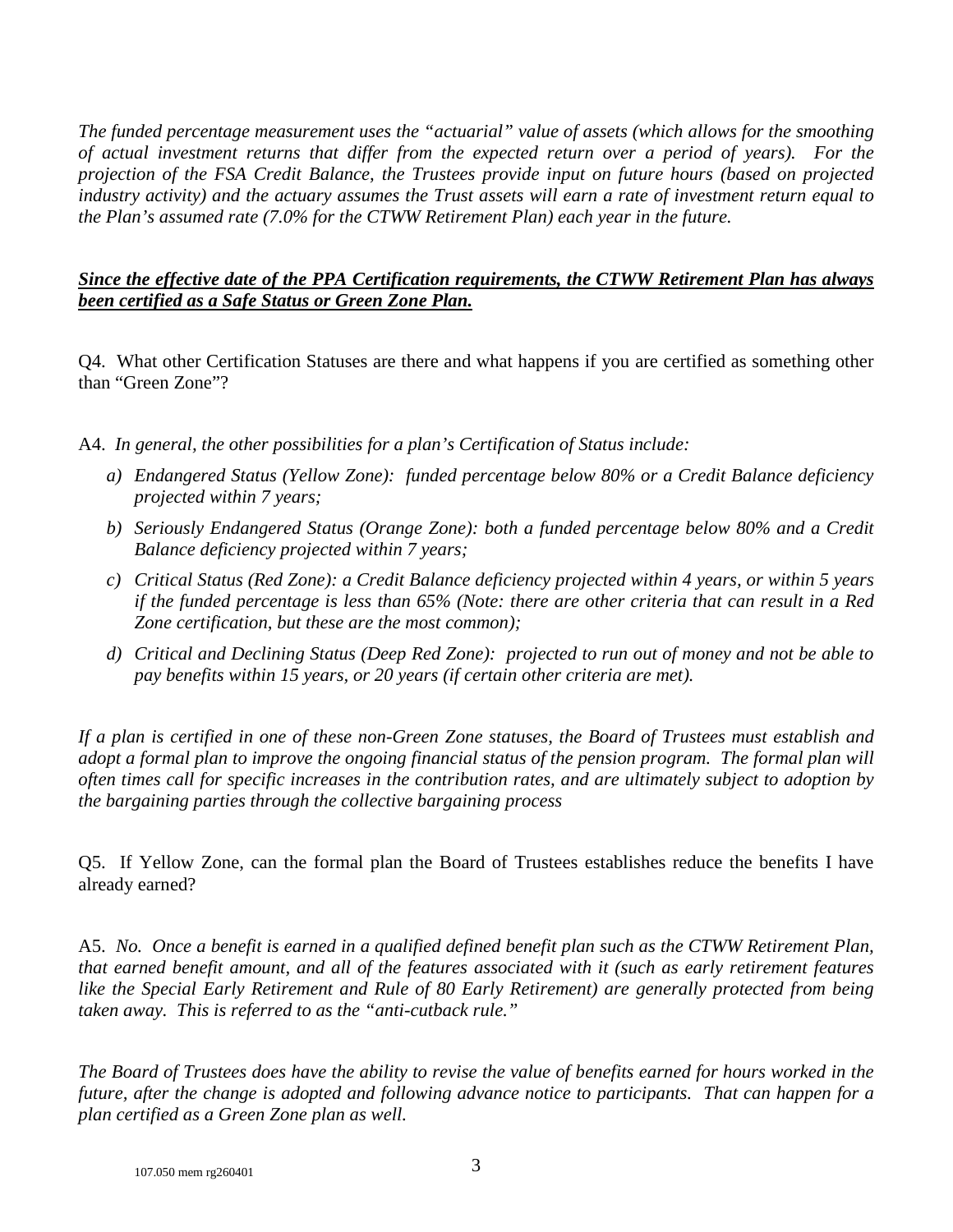*The funded percentage measurement uses the "actuarial" value of assets (which allows for the smoothing of actual investment returns that differ from the expected return over a period of years). For the projection of the FSA Credit Balance, the Trustees provide input on future hours (based on projected industry activity) and the actuary assumes the Trust assets will earn a rate of investment return equal to the Plan's assumed rate (7.0% for the CTWW Retirement Plan) each year in the future.*

***<u>Since the effective date of the PPA Certification requirements, the CTWW Retirement Plan has always been certified as a Safe Status or Green Zone Plan.</u>***

Q4. What other Certification Statuses are there and what happens if you are certified as something other than "Green Zone"?

A4. *In general, the other possibilities for a plan's Certification of Status include:*

*a) Endangered Status (Yellow Zone): funded percentage below 80% or a Credit Balance deficiency projected within 7 years;*

*b) Seriously Endangered Status (Orange Zone): both a funded percentage below 80% and a Credit Balance deficiency projected within 7 years;*

*c) Critical Status (Red Zone): a Credit Balance deficiency projected within 4 years, or within 5 years if the funded percentage is less than 65% (Note: there are other criteria that can result in a Red Zone certification, but these are the most common);*

*d) Critical and Declining Status (Deep Red Zone): projected to run out of money and not be able to pay benefits within 15 years, or 20 years (if certain other criteria are met).*

*If a plan is certified in one of these non-Green Zone statuses, the Board of Trustees must establish and adopt a formal plan to improve the ongoing financial status of the pension program. The formal plan will often times call for specific increases in the contribution rates, and are ultimately subject to adoption by the bargaining parties through the collective bargaining process*

Q5. If Yellow Zone, can the formal plan the Board of Trustees establishes reduce the benefits I have already earned?

A5. *No. Once a benefit is earned in a qualified defined benefit plan such as the CTWW Retirement Plan, that earned benefit amount, and all of the features associated with it (such as early retirement features like the Special Early Retirement and Rule of 80 Early Retirement) are generally protected from being taken away. This is referred to as the "anti-cutback rule."*

*The Board of Trustees does have the ability to revise the value of benefits earned for hours worked in the future, after the change is adopted and following advance notice to participants. That can happen for a plan certified as a Green Zone plan as well.*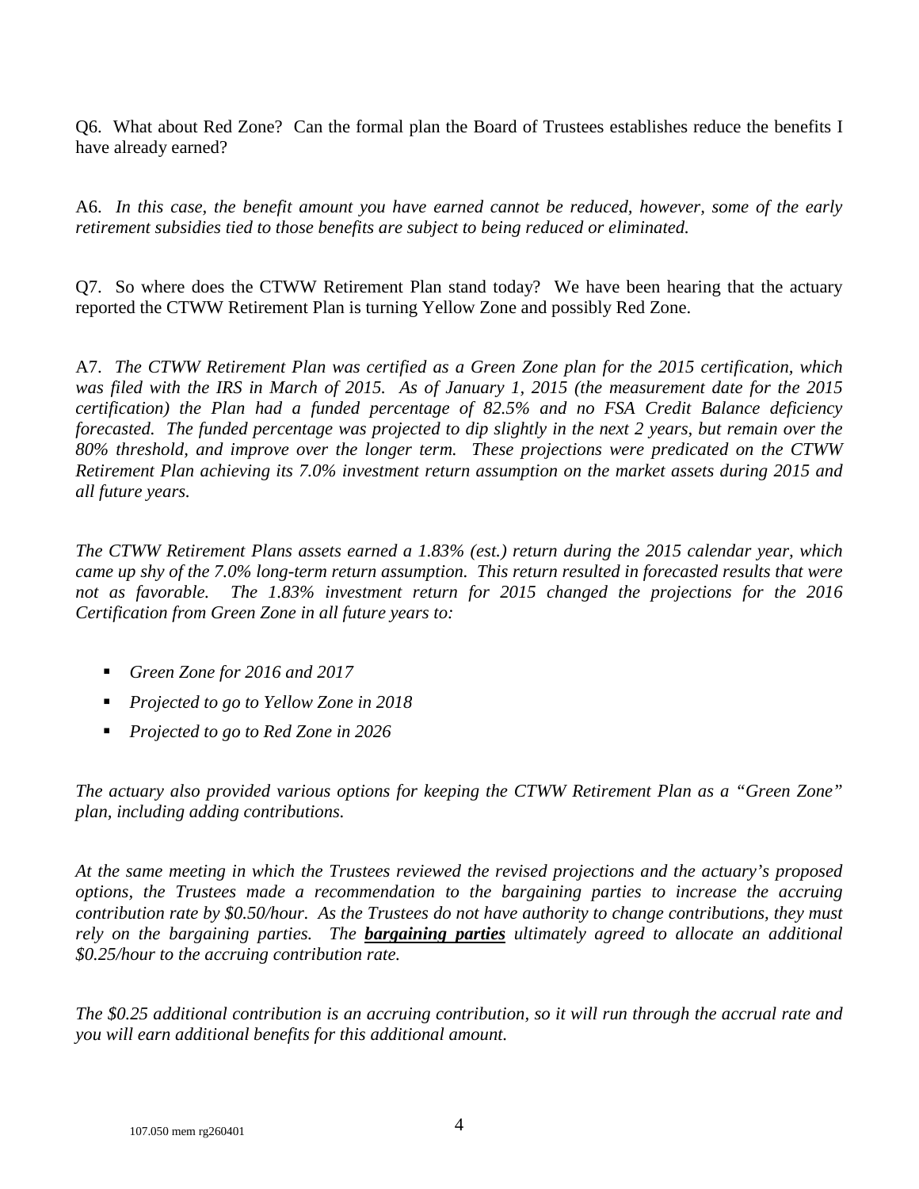Q6. What about Red Zone? Can the formal plan the Board of Trustees establishes reduce the benefits I have already earned?

A6. *In this case, the benefit amount you have earned cannot be reduced, however, some of the early retirement subsidies tied to those benefits are subject to being reduced or eliminated.*

Q7. So where does the CTWW Retirement Plan stand today? We have been hearing that the actuary reported the CTWW Retirement Plan is turning Yellow Zone and possibly Red Zone.

A7. *The CTWW Retirement Plan was certified as a Green Zone plan for the 2015 certification, which was filed with the IRS in March of 2015. As of January 1, 2015 (the measurement date for the 2015 certification) the Plan had a funded percentage of 82.5% and no FSA Credit Balance deficiency forecasted. The funded percentage was projected to dip slightly in the next 2 years, but remain over the 80% threshold, and improve over the longer term. These projections were predicated on the CTWW Retirement Plan achieving its 7.0% investment return assumption on the market assets during 2015 and all future years.*

*The CTWW Retirement Plans assets earned a 1.83% (est.) return during the 2015 calendar year, which came up shy of the 7.0% long-term return assumption. This return resulted in forecasted results that were not as favorable. The 1.83% investment return for 2015 changed the projections for the 2016 Certification from Green Zone in all future years to:*

- *Green Zone for 2016 and 2017*
- *Projected to go to Yellow Zone in 2018*
- *Projected to go to Red Zone in 2026*

*The actuary also provided various options for keeping the CTWW Retirement Plan as a "Green Zone" plan, including adding contributions.*

*At the same meeting in which the Trustees reviewed the revised projections and the actuary's proposed options, the Trustees made a recommendation to the bargaining parties to increase the accruing contribution rate by $0.50/hour. As the Trustees do not have authority to change contributions, they must rely on the bargaining parties. The* ***bargaining parties*** *ultimately agreed to allocate an additional $0.25/hour to the accruing contribution rate.*

*The $0.25 additional contribution is an accruing contribution, so it will run through the accrual rate and you will earn additional benefits for this additional amount.*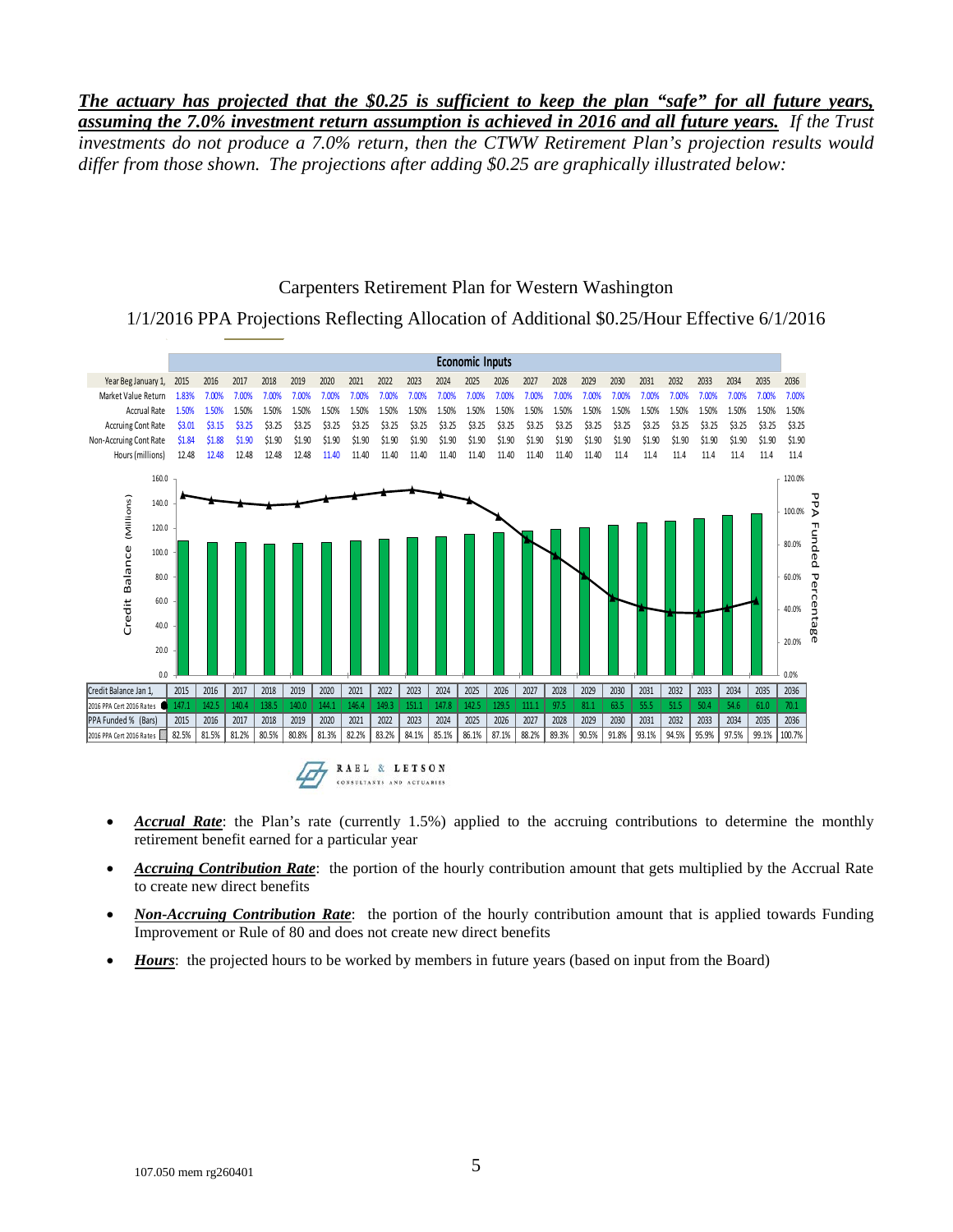***The actuary has projected that the $0.25 is sufficient to keep the plan "safe" for all future years, assuming the 7.0% investment return assumption is achieved in 2016 and all future years.*** *If the Trust investments do not produce a 7.0% return, then the CTWW Retirement Plan's projection results would differ from those shown. The projections after adding $0.25 are graphically illustrated below:*

Carpenters Retirement Plan for Western Washington

1/1/2016 PPA Projections Reflecting Allocation of Additional $0.25/Hour Effective 6/1/2016

**Economic Inputs**

| Year Beg January 1, | 2015 | 2016 | 2017 | 2018 | 2019 | 2020 | 2021 | 2022 | 2023 | 2024 | 2025 | 2026 | 2027 | 2028 | 2029 | 2030 | 2031 | 2032 | 2033 | 2034 | 2035 | 2036 |
|---|---|---|---|---|---|---|---|---|---|---|---|---|---|---|---|---|---|---|---|---|---|---|
| Market Value Return | 1.83% | 7.00% | 7.00% | 7.00% | 7.00% | 7.00% | 7.00% | 7.00% | 7.00% | 7.00% | 7.00% | 7.00% | 7.00% | 7.00% | 7.00% | 7.00% | 7.00% | 7.00% | 7.00% | 7.00% | 7.00% | 7.00% |
| Accrual Rate | 1.50% | 1.50% | 1.50% | 1.50% | 1.50% | 1.50% | 1.50% | 1.50% | 1.50% | 1.50% | 1.50% | 1.50% | 1.50% | 1.50% | 1.50% | 1.50% | 1.50% | 1.50% | 1.50% | 1.50% | 1.50% | 1.50% |
| Accruing Cont Rate | $3.01 | $3.15 | $3.25 | $3.25 | $3.25 | $3.25 | $3.25 | $3.25 | $3.25 | $3.25 | $3.25 | $3.25 | $3.25 | $3.25 | $3.25 | $3.25 | $3.25 | $3.25 | $3.25 | $3.25 | $3.25 | $3.25 |
| Non-Accruing Cont Rate | $1.84 | $1.88 | $1.90 | $1.90 | $1.90 | $1.90 | $1.90 | $1.90 | $1.90 | $1.90 | $1.90 | $1.90 | $1.90 | $1.90 | $1.90 | $1.90 | $1.90 | $1.90 | $1.90 | $1.90 | $1.90 | $1.90 |
| Hours (millions) | 12.48 | 12.48 | 12.48 | 12.48 | 12.48 | 11.40 | 11.40 | 11.40 | 11.40 | 11.40 | 11.40 | 11.40 | 11.40 | 11.40 | 11.40 | 11.4 | 11.4 | 11.4 | 11.4 | 11.4 | 11.4 | 11.4 |

| Credit Balance Jan 1, | 2015 | 2016 | 2017 | 2018 | 2019 | 2020 | 2021 | 2022 | 2023 | 2024 | 2025 | 2026 | 2027 | 2028 | 2029 | 2030 | 2031 | 2032 | 2033 | 2034 | 2035 | 2036 |
|---|---|---|---|---|---|---|---|---|---|---|---|---|---|---|---|---|---|---|---|---|---|---|
| 2016 PPA Cert 2016 Rates | 147.1 | 142.5 | 140.4 | 138.5 | 140.0 | 144.1 | 146.4 | 149.3 | 151.1 | 147.8 | 142.5 | 129.5 | 111.1 | 97.5 | 81.1 | 63.5 | 55.5 | 51.5 | 50.4 | 54.6 | 61.0 | 70.1 |
| **PPA Funded % (Bars)** | **2015** | **2016** | **2017** | **2018** | **2019** | **2020** | **2021** | **2022** | **2023** | **2024** | **2025** | **2026** | **2027** | **2028** | **2029** | **2030** | **2031** | **2032** | **2033** | **2034** | **2035** | **2036** |
| 2016 PPA Cert 2016 Rates | 82.5% | 81.5% | 81.2% | 80.5% | 80.8% | 81.3% | 82.2% | 83.2% | 84.1% | 85.1% | 86.1% | 87.1% | 88.2% | 89.3% | 90.5% | 91.8% | 93.1% | 94.5% | 95.9% | 97.5% | 99.1% | 100.7% |

RAEL & LETSON CONSULTANTS AND ACTUARIES

- ***Accrual Rate***: the Plan's rate (currently 1.5%) applied to the accruing contributions to determine the monthly retirement benefit earned for a particular year
- ***Accruing Contribution Rate***: the portion of the hourly contribution amount that gets multiplied by the Accrual Rate to create new direct benefits
- ***Non-Accruing Contribution Rate***: the portion of the hourly contribution amount that is applied towards Funding Improvement or Rule of 80 and does not create new direct benefits
- ***Hours***: the projected hours to be worked by members in future years (based on input from the Board)

107.050 mem rg260401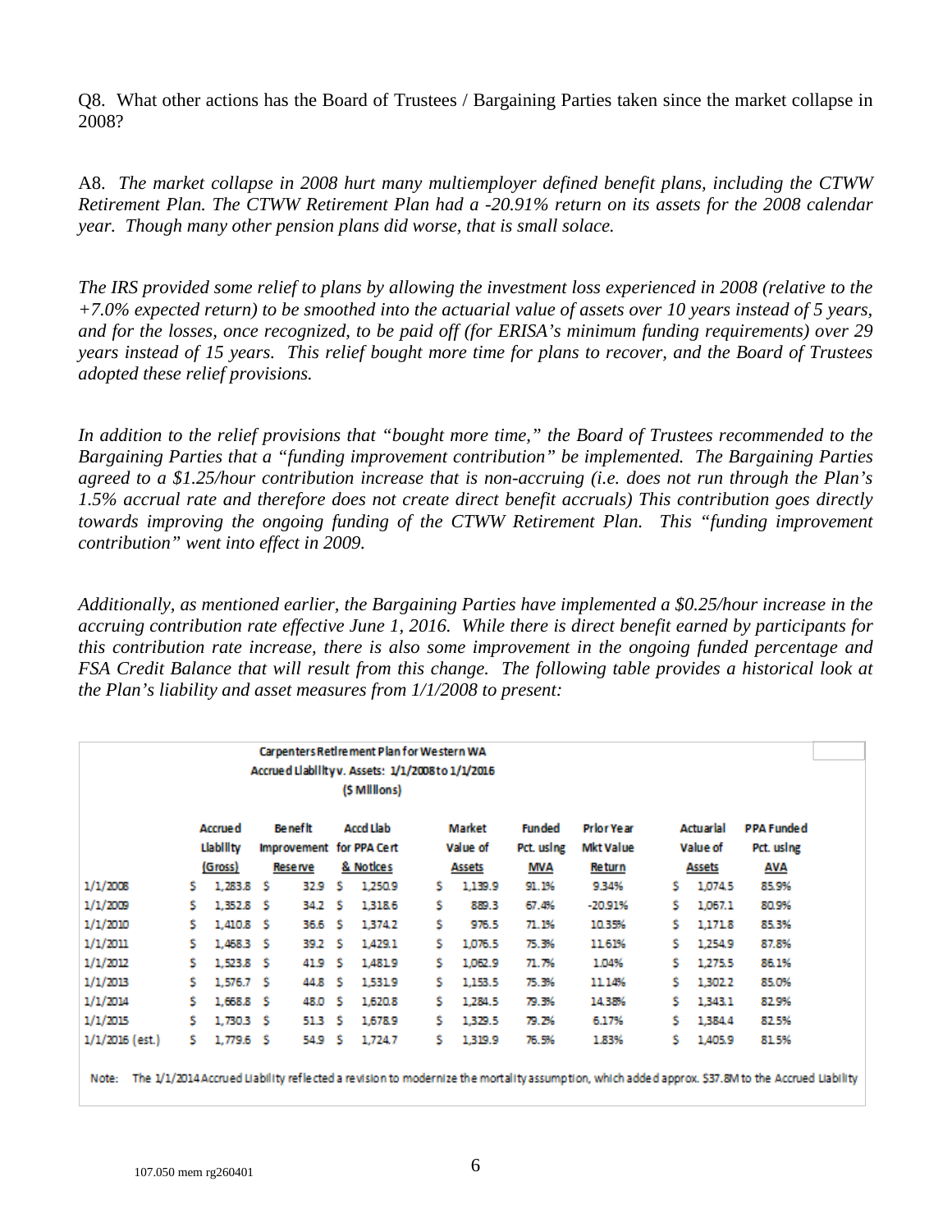Q8. What other actions has the Board of Trustees / Bargaining Parties taken since the market collapse in 2008?

A8. *The market collapse in 2008 hurt many multiemployer defined benefit plans, including the CTWW Retirement Plan. The CTWW Retirement Plan had a -20.91% return on its assets for the 2008 calendar year. Though many other pension plans did worse, that is small solace.*

*The IRS provided some relief to plans by allowing the investment loss experienced in 2008 (relative to the +7.0% expected return) to be smoothed into the actuarial value of assets over 10 years instead of 5 years, and for the losses, once recognized, to be paid off (for ERISA's minimum funding requirements) over 29 years instead of 15 years. This relief bought more time for plans to recover, and the Board of Trustees adopted these relief provisions.*

*In addition to the relief provisions that "bought more time," the Board of Trustees recommended to the Bargaining Parties that a "funding improvement contribution" be implemented. The Bargaining Parties agreed to a $1.25/hour contribution increase that is non-accruing (i.e. does not run through the Plan's 1.5% accrual rate and therefore does not create direct benefit accruals) This contribution goes directly towards improving the ongoing funding of the CTWW Retirement Plan. This "funding improvement contribution" went into effect in 2009.*

*Additionally, as mentioned earlier, the Bargaining Parties have implemented a $0.25/hour increase in the accruing contribution rate effective June 1, 2016. While there is direct benefit earned by participants for this contribution rate increase, there is also some improvement in the ongoing funded percentage and FSA Credit Balance that will result from this change. The following table provides a historical look at the Plan's liability and asset measures from 1/1/2008 to present:*

**Carpenters Retirement Plan for Western WA**
**Accrued Liability v. Assets: 1/1/2008 to 1/1/2016**
**($ Millions)**

| | Accrued Liability (Gross) | Benefit Improvement Reserve | Accd Liab for PPA Cert & Notices | Market Value of Assets | Funded Pct. using MVA | Prior Year Mkt Value Return | Actuarial Value of Assets | PPA Funded Pct. using AVA |
|---|---|---|---|---|---|---|---|---|
| 1/1/2008 | $ 1,283.8 | $ 32.9 | $ 1,250.9 | $ 1,139.9 | 91.1% | 9.34% | $ 1,074.5 | 85.9% |
| 1/1/2009 | $ 1,352.8 | $ 34.2 | $ 1,318.6 | $ 889.3 | 67.4% | -20.91% | $ 1,067.1 | 80.9% |
| 1/1/2010 | $ 1,410.8 | $ 36.6 | $ 1,374.2 | $ 976.5 | 71.1% | 10.35% | $ 1,171.8 | 85.3% |
| 1/1/2011 | $ 1,468.3 | $ 39.2 | $ 1,429.1 | $ 1,076.5 | 75.3% | 11.61% | $ 1,254.9 | 87.8% |
| 1/1/2012 | $ 1,523.8 | $ 41.9 | $ 1,481.9 | $ 1,062.9 | 71.7% | 1.04% | $ 1,275.5 | 86.1% |
| 1/1/2013 | $ 1,576.7 | $ 44.8 | $ 1,531.9 | $ 1,153.5 | 75.3% | 11.14% | $ 1,302.2 | 85.0% |
| 1/1/2014 | $ 1,668.8 | $ 48.0 | $ 1,620.8 | $ 1,284.5 | 79.3% | 14.38% | $ 1,343.1 | 82.9% |
| 1/1/2015 | $ 1,730.3 | $ 51.3 | $ 1,678.9 | $ 1,329.5 | 79.2% | 6.17% | $ 1,384.4 | 82.5% |
| 1/1/2016 (est.) | $ 1,779.6 | $ 54.9 | $ 1,724.7 | $ 1,319.9 | 76.5% | 1.83% | $ 1,405.9 | 81.5% |

Note: The 1/1/2014 Accrued Liability reflected a revision to modernize the mortality assumption, which added approx. $37.8M to the Accrued Liability

107.050 mem rg260401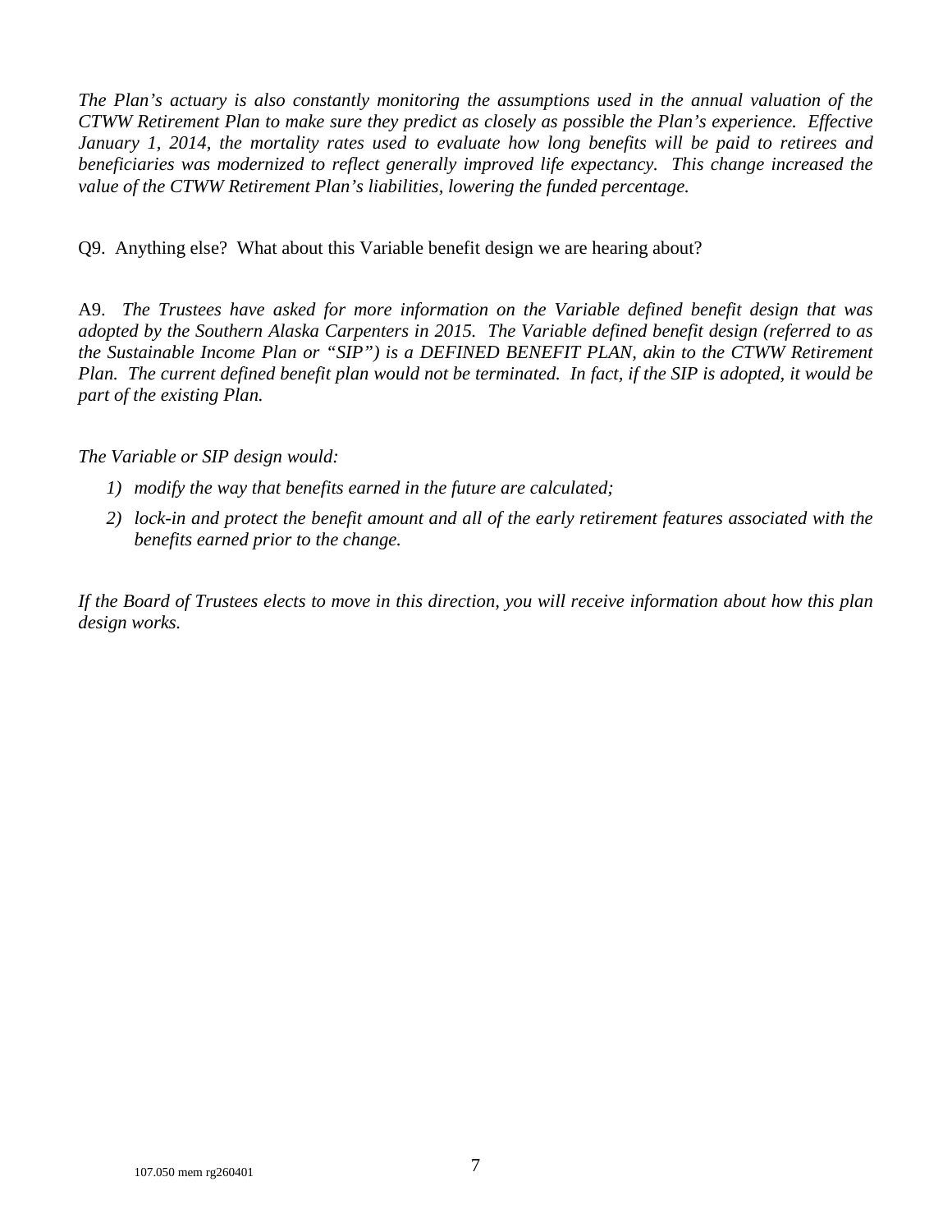*The Plan's actuary is also constantly monitoring the assumptions used in the annual valuation of the CTWW Retirement Plan to make sure they predict as closely as possible the Plan's experience. Effective January 1, 2014, the mortality rates used to evaluate how long benefits will be paid to retirees and beneficiaries was modernized to reflect generally improved life expectancy. This change increased the value of the CTWW Retirement Plan's liabilities, lowering the funded percentage.*

Q9. Anything else? What about this Variable benefit design we are hearing about?

A9. *The Trustees have asked for more information on the Variable defined benefit design that was adopted by the Southern Alaska Carpenters in 2015. The Variable defined benefit design (referred to as the Sustainable Income Plan or "SIP") is a DEFINED BENEFIT PLAN, akin to the CTWW Retirement Plan. The current defined benefit plan would not be terminated. In fact, if the SIP is adopted, it would be part of the existing Plan.*

*The Variable or SIP design would:*

1) *modify the way that benefits earned in the future are calculated;*
2) *lock-in and protect the benefit amount and all of the early retirement features associated with the benefits earned prior to the change.*

*If the Board of Trustees elects to move in this direction, you will receive information about how this plan design works.*

107.050 mem rg260401